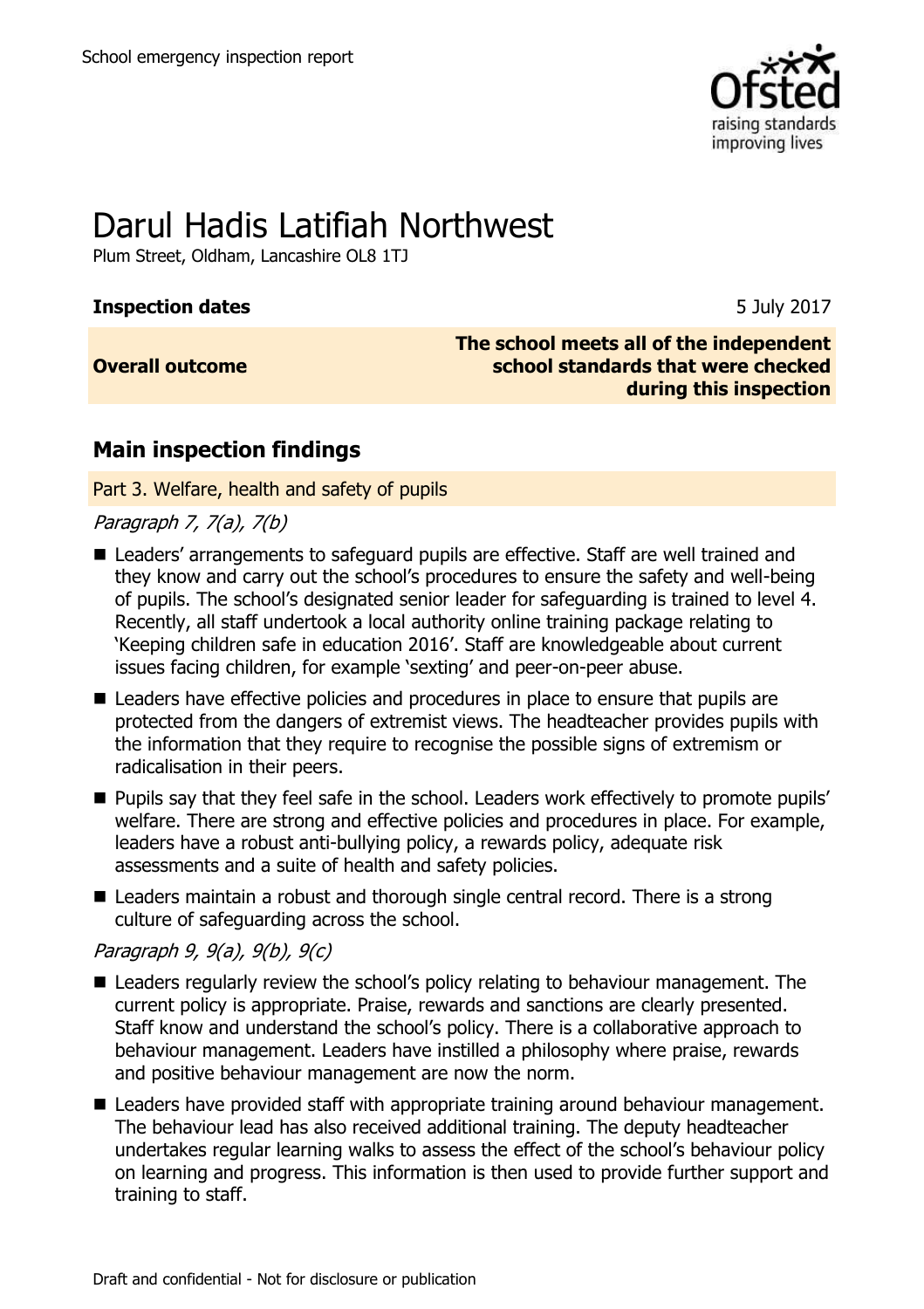# Darul Hadis Latifiah Northwest

Plum Street, Oldham, Lancashire OL8 1TJ

| | |
|---|---|
| **Inspection dates** | 5 July 2017 |
| **Overall outcome** | **The school meets all of the independent school standards that were checked during this inspection** |

## Main inspection findings

### Part 3. Welfare, health and safety of pupils

*Paragraph 7, 7(a), 7(b)*

- Leaders' arrangements to safeguard pupils are effective. Staff are well trained and they know and carry out the school's procedures to ensure the safety and well-being of pupils. The school's designated senior leader for safeguarding is trained to level 4. Recently, all staff undertook a local authority online training package relating to 'Keeping children safe in education 2016'. Staff are knowledgeable about current issues facing children, for example 'sexting' and peer-on-peer abuse.
- Leaders have effective policies and procedures in place to ensure that pupils are protected from the dangers of extremist views. The headteacher provides pupils with the information that they require to recognise the possible signs of extremism or radicalisation in their peers.
- Pupils say that they feel safe in the school. Leaders work effectively to promote pupils' welfare. There are strong and effective policies and procedures in place. For example, leaders have a robust anti-bullying policy, a rewards policy, adequate risk assessments and a suite of health and safety policies.
- Leaders maintain a robust and thorough single central record. There is a strong culture of safeguarding across the school.

*Paragraph 9, 9(a), 9(b), 9(c)*

- Leaders regularly review the school's policy relating to behaviour management. The current policy is appropriate. Praise, rewards and sanctions are clearly presented. Staff know and understand the school's policy. There is a collaborative approach to behaviour management. Leaders have instilled a philosophy where praise, rewards and positive behaviour management are now the norm.
- Leaders have provided staff with appropriate training around behaviour management. The behaviour lead has also received additional training. The deputy headteacher undertakes regular learning walks to assess the effect of the school's behaviour policy on learning and progress. This information is then used to provide further support and training to staff.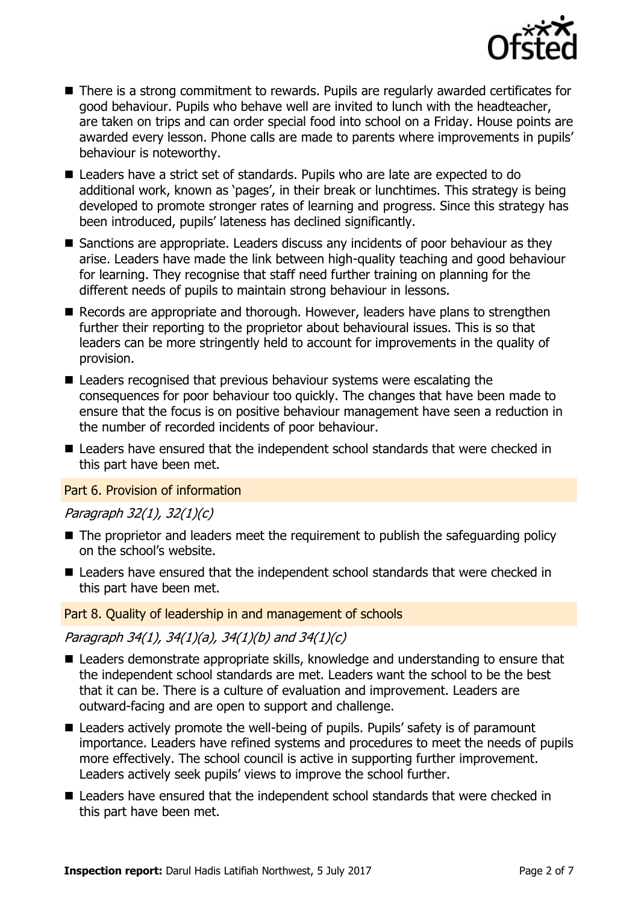- There is a strong commitment to rewards. Pupils are regularly awarded certificates for good behaviour. Pupils who behave well are invited to lunch with the headteacher, are taken on trips and can order special food into school on a Friday. House points are awarded every lesson. Phone calls are made to parents where improvements in pupils' behaviour is noteworthy.
- Leaders have a strict set of standards. Pupils who are late are expected to do additional work, known as 'pages', in their break or lunchtimes. This strategy is being developed to promote stronger rates of learning and progress. Since this strategy has been introduced, pupils' lateness has declined significantly.
- Sanctions are appropriate. Leaders discuss any incidents of poor behaviour as they arise. Leaders have made the link between high-quality teaching and good behaviour for learning. They recognise that staff need further training on planning for the different needs of pupils to maintain strong behaviour in lessons.
- Records are appropriate and thorough. However, leaders have plans to strengthen further their reporting to the proprietor about behavioural issues. This is so that leaders can be more stringently held to account for improvements in the quality of provision.
- Leaders recognised that previous behaviour systems were escalating the consequences for poor behaviour too quickly. The changes that have been made to ensure that the focus is on positive behaviour management have seen a reduction in the number of recorded incidents of poor behaviour.
- Leaders have ensured that the independent school standards that were checked in this part have been met.

## Part 6. Provision of information

*Paragraph 32(1), 32(1)(c)*

- The proprietor and leaders meet the requirement to publish the safeguarding policy on the school's website.
- Leaders have ensured that the independent school standards that were checked in this part have been met.

## Part 8. Quality of leadership in and management of schools

*Paragraph 34(1), 34(1)(a), 34(1)(b) and 34(1)(c)*

- Leaders demonstrate appropriate skills, knowledge and understanding to ensure that the independent school standards are met. Leaders want the school to be the best that it can be. There is a culture of evaluation and improvement. Leaders are outward-facing and are open to support and challenge.
- Leaders actively promote the well-being of pupils. Pupils' safety is of paramount importance. Leaders have refined systems and procedures to meet the needs of pupils more effectively. The school council is active in supporting further improvement. Leaders actively seek pupils' views to improve the school further.
- Leaders have ensured that the independent school standards that were checked in this part have been met.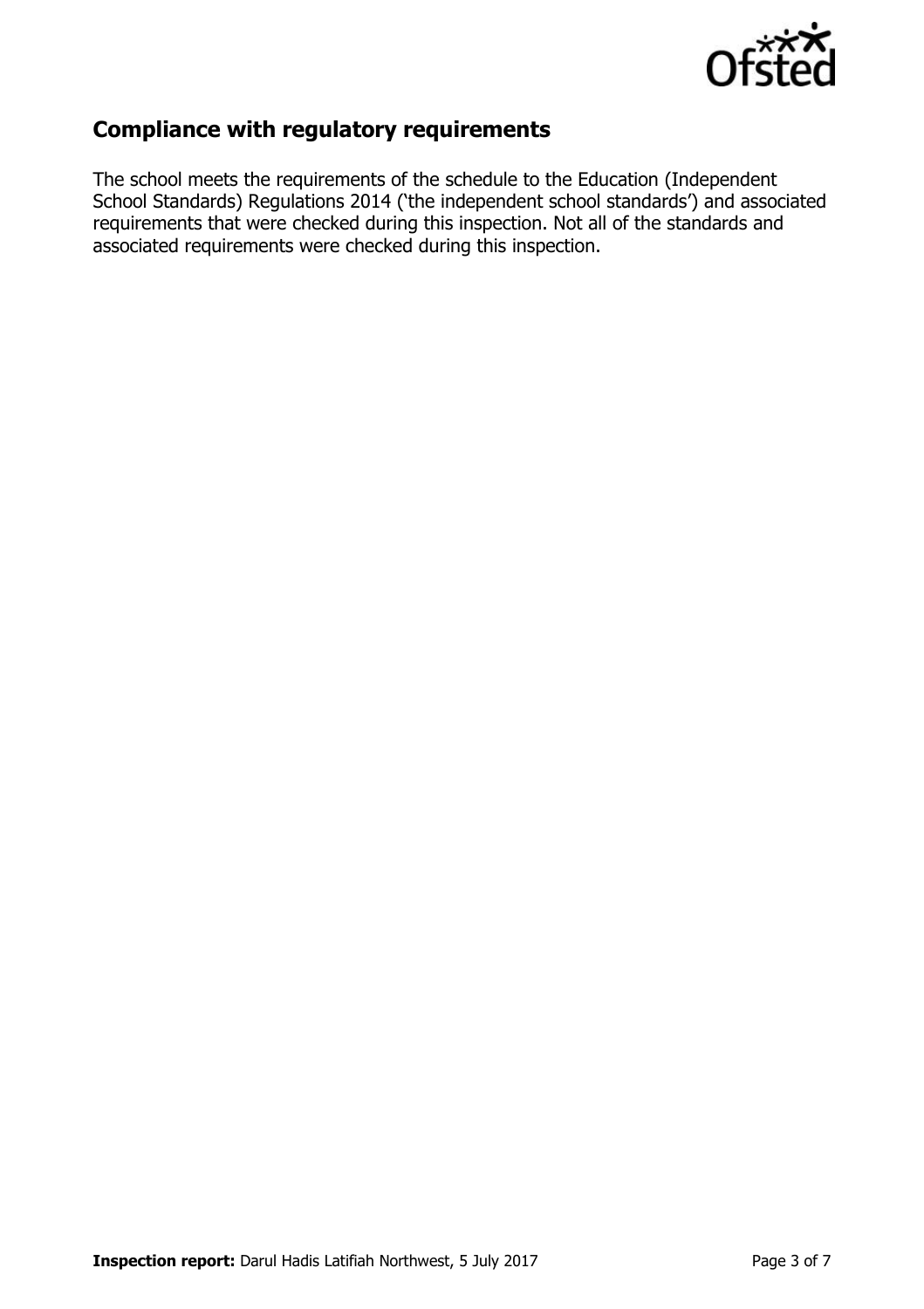## Compliance with regulatory requirements

The school meets the requirements of the schedule to the Education (Independent School Standards) Regulations 2014 ('the independent school standards') and associated requirements that were checked during this inspection. Not all of the standards and associated requirements were checked during this inspection.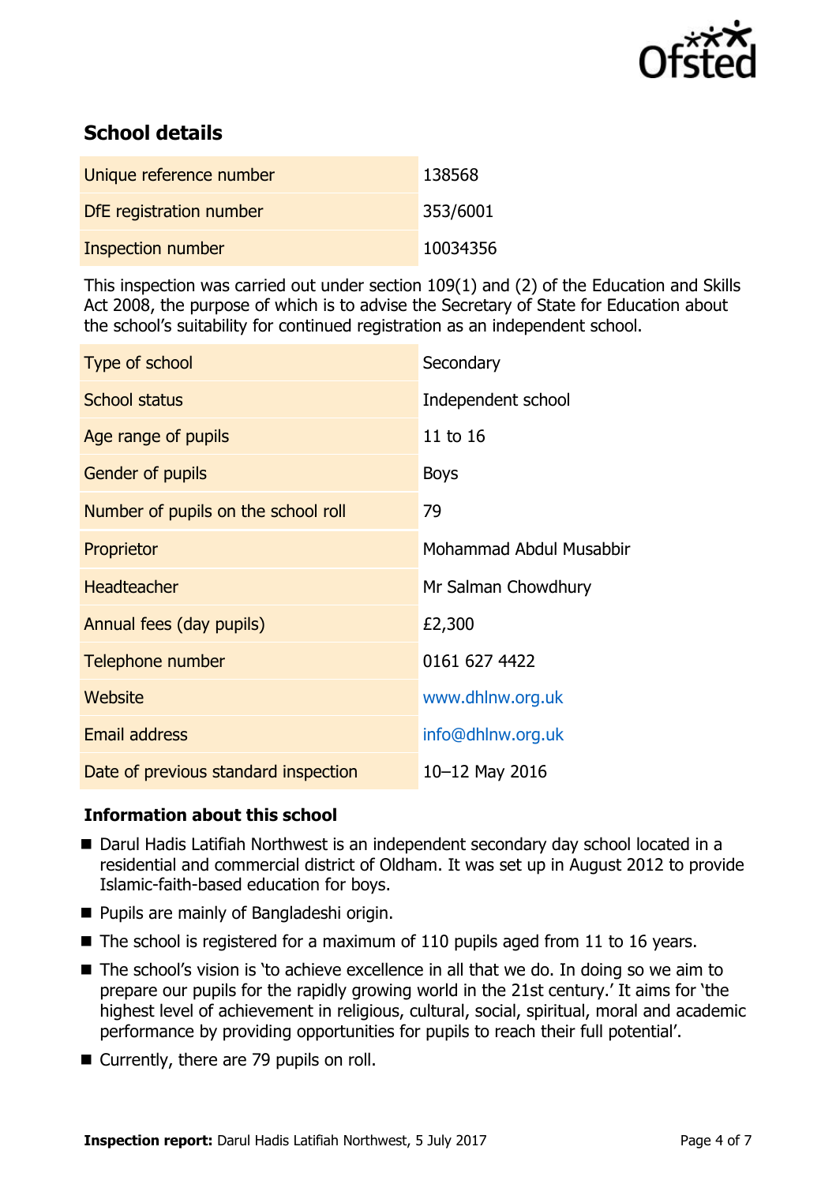## School details

| | |
|---|---|
| Unique reference number | 138568 |
| DfE registration number | 353/6001 |
| Inspection number | 10034356 |

This inspection was carried out under section 109(1) and (2) of the Education and Skills Act 2008, the purpose of which is to advise the Secretary of State for Education about the school's suitability for continued registration as an independent school.

| | |
|---|---|
| Type of school | Secondary |
| School status | Independent school |
| Age range of pupils | 11 to 16 |
| Gender of pupils | Boys |
| Number of pupils on the school roll | 79 |
| Proprietor | Mohammad Abdul Musabbir |
| Headteacher | Mr Salman Chowdhury |
| Annual fees (day pupils) | £2,300 |
| Telephone number | 0161 627 4422 |
| Website | www.dhlnw.org.uk |
| Email address | info@dhlnw.org.uk |
| Date of previous standard inspection | 10–12 May 2016 |

### Information about this school

- Darul Hadis Latifiah Northwest is an independent secondary day school located in a residential and commercial district of Oldham. It was set up in August 2012 to provide Islamic-faith-based education for boys.
- Pupils are mainly of Bangladeshi origin.
- The school is registered for a maximum of 110 pupils aged from 11 to 16 years.
- The school's vision is 'to achieve excellence in all that we do. In doing so we aim to prepare our pupils for the rapidly growing world in the 21st century.' It aims for 'the highest level of achievement in religious, cultural, social, spiritual, moral and academic performance by providing opportunities for pupils to reach their full potential'.
- Currently, there are 79 pupils on roll.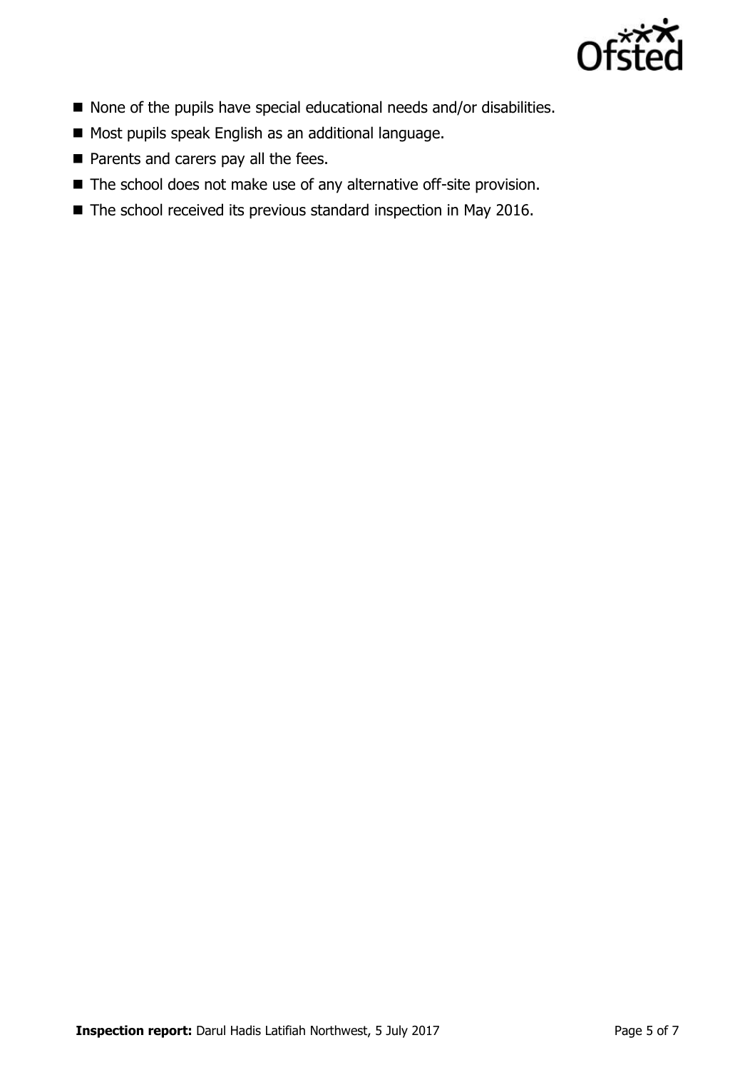- None of the pupils have special educational needs and/or disabilities.
- Most pupils speak English as an additional language.
- Parents and carers pay all the fees.
- The school does not make use of any alternative off-site provision.
- The school received its previous standard inspection in May 2016.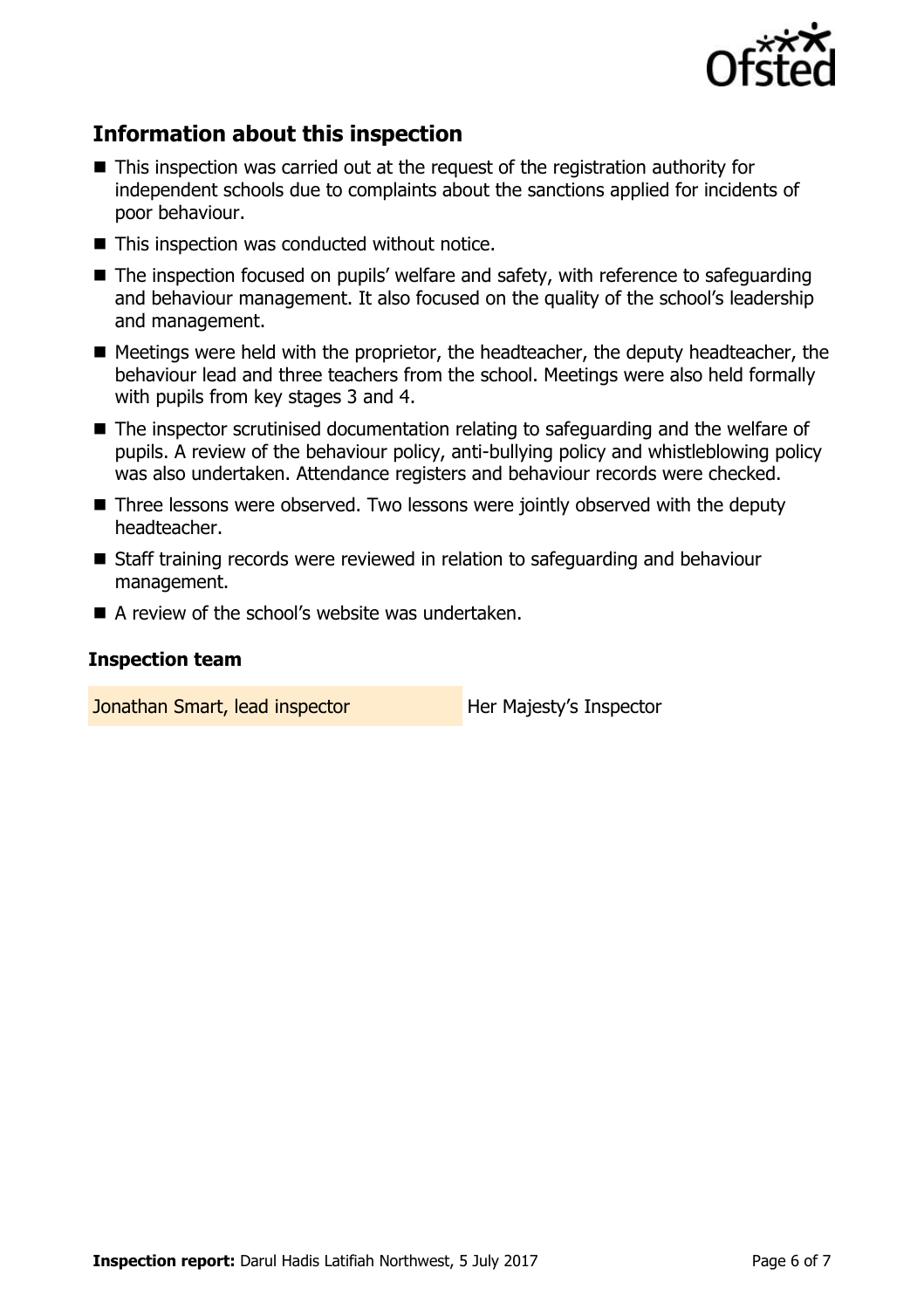## Information about this inspection

- This inspection was carried out at the request of the registration authority for independent schools due to complaints about the sanctions applied for incidents of poor behaviour.
- This inspection was conducted without notice.
- The inspection focused on pupils' welfare and safety, with reference to safeguarding and behaviour management. It also focused on the quality of the school's leadership and management.
- Meetings were held with the proprietor, the headteacher, the deputy headteacher, the behaviour lead and three teachers from the school. Meetings were also held formally with pupils from key stages 3 and 4.
- The inspector scrutinised documentation relating to safeguarding and the welfare of pupils. A review of the behaviour policy, anti-bullying policy and whistleblowing policy was also undertaken. Attendance registers and behaviour records were checked.
- Three lessons were observed. Two lessons were jointly observed with the deputy headteacher.
- Staff training records were reviewed in relation to safeguarding and behaviour management.
- A review of the school's website was undertaken.

### Inspection team

| | |
|---|---|
| Jonathan Smart, lead inspector | Her Majesty's Inspector |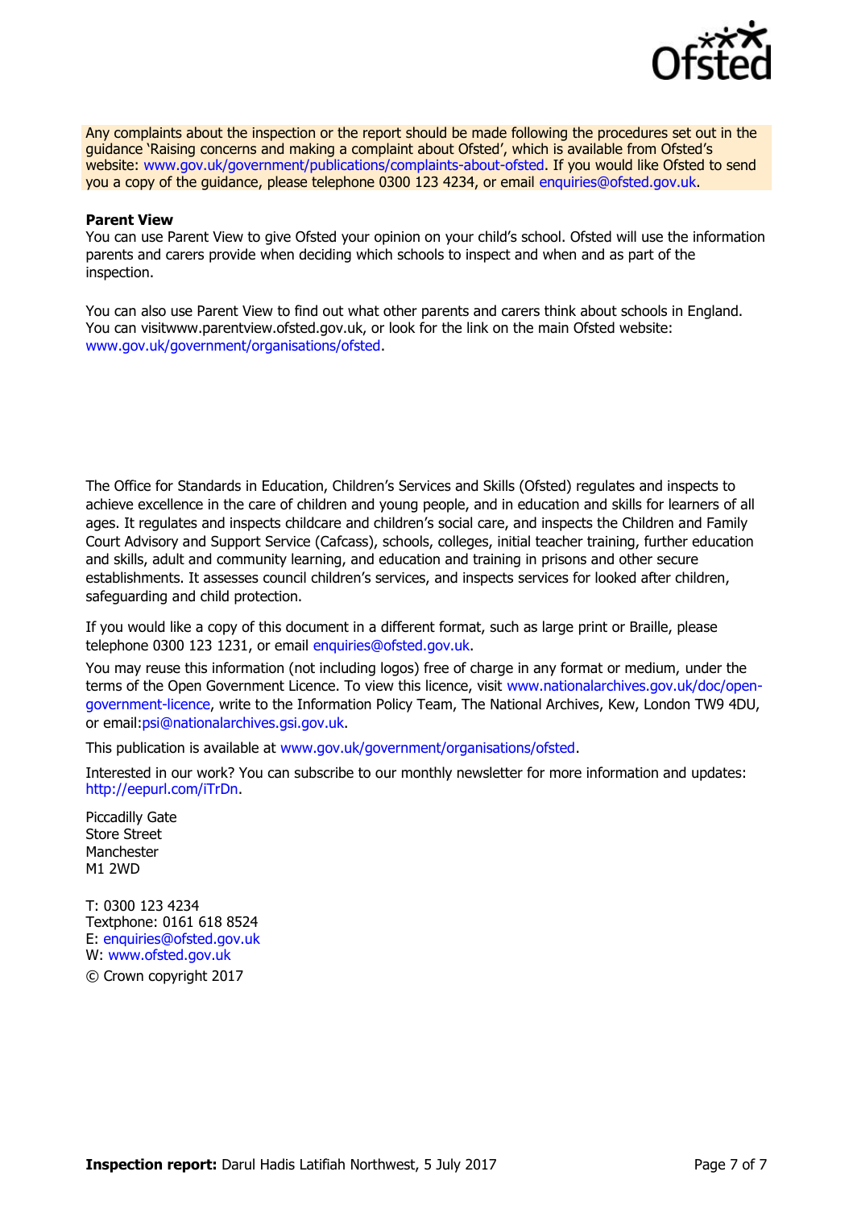Any complaints about the inspection or the report should be made following the procedures set out in the guidance 'Raising concerns and making a complaint about Ofsted', which is available from Ofsted's website: www.gov.uk/government/publications/complaints-about-ofsted. If you would like Ofsted to send you a copy of the guidance, please telephone 0300 123 4234, or email enquiries@ofsted.gov.uk.

**Parent View**

You can use Parent View to give Ofsted your opinion on your child's school. Ofsted will use the information parents and carers provide when deciding which schools to inspect and when and as part of the inspection.

You can also use Parent View to find out what other parents and carers think about schools in England. You can visitwww.parentview.ofsted.gov.uk, or look for the link on the main Ofsted website: www.gov.uk/government/organisations/ofsted.

The Office for Standards in Education, Children's Services and Skills (Ofsted) regulates and inspects to achieve excellence in the care of children and young people, and in education and skills for learners of all ages. It regulates and inspects childcare and children's social care, and inspects the Children and Family Court Advisory and Support Service (Cafcass), schools, colleges, initial teacher training, further education and skills, adult and community learning, and education and training in prisons and other secure establishments. It assesses council children's services, and inspects services for looked after children, safeguarding and child protection.

If you would like a copy of this document in a different format, such as large print or Braille, please telephone 0300 123 1231, or email enquiries@ofsted.gov.uk.

You may reuse this information (not including logos) free of charge in any format or medium, under the terms of the Open Government Licence. To view this licence, visit www.nationalarchives.gov.uk/doc/open-government-licence, write to the Information Policy Team, The National Archives, Kew, London TW9 4DU, or email:psi@nationalarchives.gsi.gov.uk.

This publication is available at www.gov.uk/government/organisations/ofsted.

Interested in our work? You can subscribe to our monthly newsletter for more information and updates: http://eepurl.com/iTrDn.

Piccadilly Gate
Store Street
Manchester
M1 2WD

T: 0300 123 4234
Textphone: 0161 618 8524
E: enquiries@ofsted.gov.uk
W: www.ofsted.gov.uk

© Crown copyright 2017